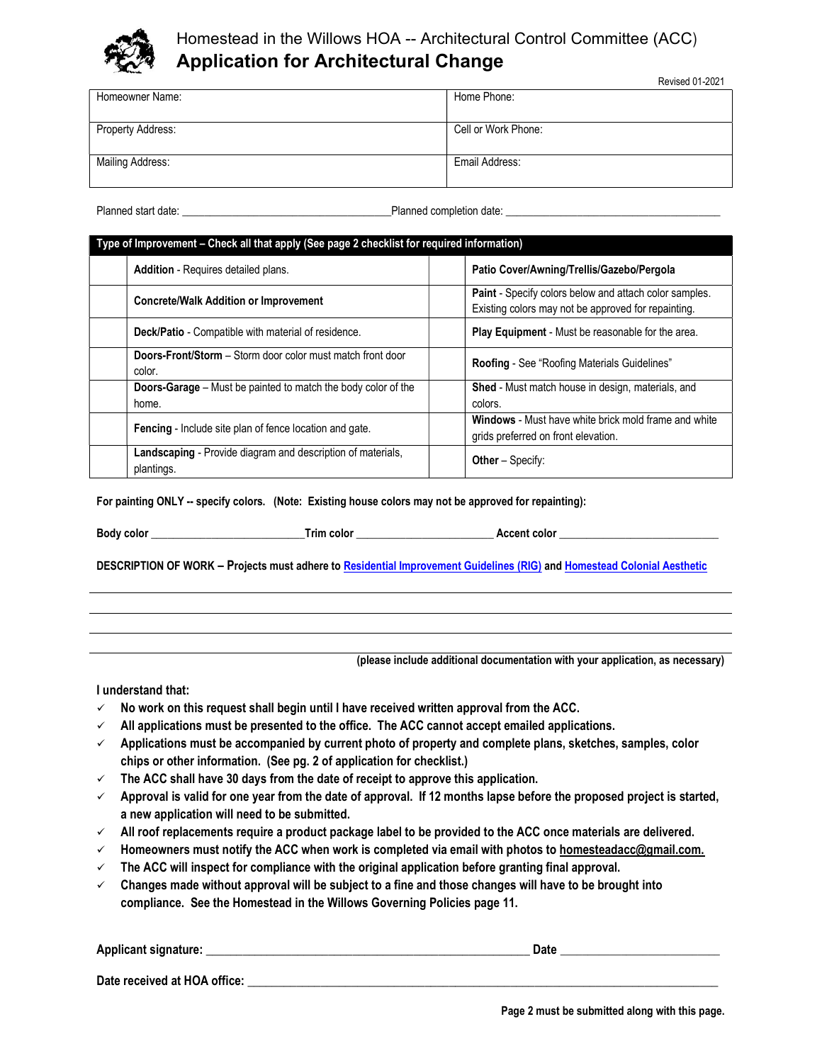# Homestead in the Willows HOA -- Architectural Control Committee (ACC)

## Application for Architectural Change

Revised 01-2021

| Homeowner Name: | Home Phone: |
|---|---|
| Property Address: | Cell or Work Phone: |
| Mailing Address: | Email Address: |

Planned start date: ____________________________________ Planned completion date: ______________________________________

| | **Type of Improvement – Check all that apply (See page 2 checklist for required information)** | | |
|---|---|---|---|
| | **Addition** - Requires detailed plans. | | **Patio Cover/Awning/Trellis/Gazebo/Pergola** |
| | **Concrete/Walk Addition or Improvement** | | **Paint** - Specify colors below and attach color samples. Existing colors may not be approved for repainting. |
| | **Deck/Patio** - Compatible with material of residence. | | **Play Equipment** - Must be reasonable for the area. |
| | **Doors-Front/Storm** – Storm door color must match front door color. | | **Roofing** - See "Roofing Materials Guidelines" |
| | **Doors-Garage** – Must be painted to match the body color of the home. | | **Shed** - Must match house in design, materials, and colors. |
| | **Fencing** - Include site plan of fence location and gate. | | **Windows** - Must have white brick mold frame and white grids preferred on front elevation. |
| | **Landscaping** - Provide diagram and description of materials, plantings. | | **Other** – Specify: |

**For painting ONLY -- specify colors. (Note: Existing house colors may not be approved for repainting):**

**Body color** ___________________________ **Trim color** ________________________ **Accent color** ____________________________

**DESCRIPTION OF WORK – Projects must adhere to Residential Improvement Guidelines (RIG) and Homestead Colonial Aesthetic**

______________________________________________________________________________

______________________________________________________________________________

______________________________________________________________________________

______________________________________________________________________________

**(please include additional documentation with your application, as necessary)**

**I understand that:**

- ✓ **No work on this request shall begin until I have received written approval from the ACC.**
- ✓ **All applications must be presented to the office. The ACC cannot accept emailed applications.**
- ✓ **Applications must be accompanied by current photo of property and complete plans, sketches, samples, color chips or other information. (See pg. 2 of application for checklist.)**
- ✓ **The ACC shall have 30 days from the date of receipt to approve this application.**
- ✓ **Approval is valid for one year from the date of approval. If 12 months lapse before the proposed project is started, a new application will need to be submitted.**
- ✓ **All roof replacements require a product package label to be provided to the ACC once materials are delivered.**
- ✓ **Homeowners must notify the ACC when work is completed via email with photos to homesteadacc@gmail.com.**
- ✓ **The ACC will inspect for compliance with the original application before granting final approval.**
- ✓ **Changes made without approval will be subject to a fine and those changes will have to be brought into compliance. See the Homestead in the Willows Governing Policies page 11.**

**Applicant signature:** _____________________________________________________ **Date** _________________________

**Date received at HOA office:** ________________________________________________________________________________

**Page 2 must be submitted along with this page.**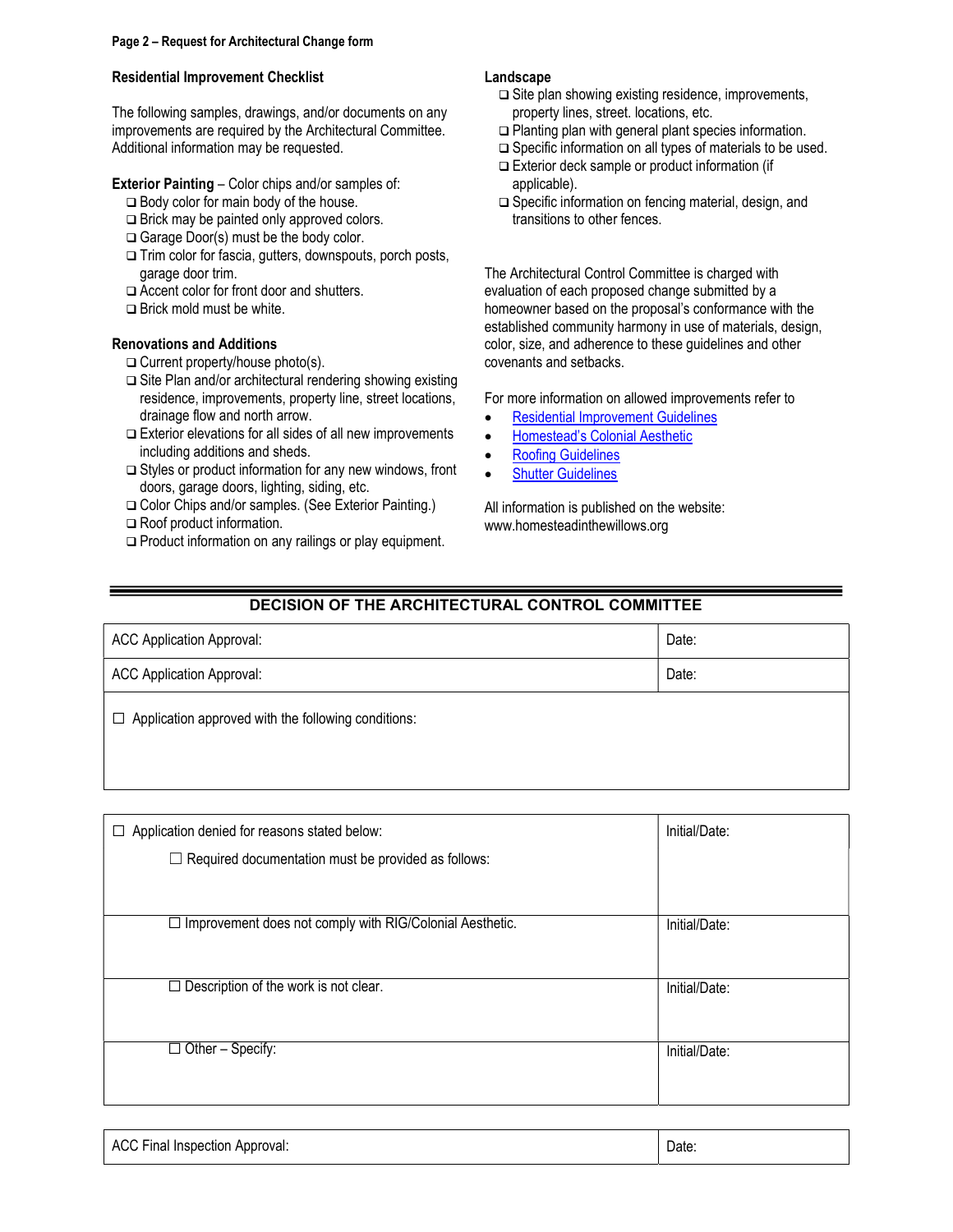**Page 2 – Request for Architectural Change form**

### Residential Improvement Checklist

The following samples, drawings, and/or documents on any improvements are required by the Architectural Committee. Additional information may be requested.

**Exterior Painting** – Color chips and/or samples of:

- ❑ Body color for main body of the house.
- ❑ Brick may be painted only approved colors.
- ❑ Garage Door(s) must be the body color.
- ❑ Trim color for fascia, gutters, downspouts, porch posts, garage door trim.
- ❑ Accent color for front door and shutters.
- ❑ Brick mold must be white.

**Renovations and Additions**

- ❑ Current property/house photo(s).
- ❑ Site Plan and/or architectural rendering showing existing residence, improvements, property line, street locations, drainage flow and north arrow.
- ❑ Exterior elevations for all sides of all new improvements including additions and sheds.
- ❑ Styles or product information for any new windows, front doors, garage doors, lighting, siding, etc.
- ❑ Color Chips and/or samples. (See Exterior Painting.)
- ❑ Roof product information.
- ❑ Product information on any railings or play equipment.

**Landscape**

- ❑ Site plan showing existing residence, improvements, property lines, street. locations, etc.
- ❑ Planting plan with general plant species information.
- ❑ Specific information on all types of materials to be used.
- ❑ Exterior deck sample or product information (if applicable).
- ❑ Specific information on fencing material, design, and transitions to other fences.

The Architectural Control Committee is charged with evaluation of each proposed change submitted by a homeowner based on the proposal's conformance with the established community harmony in use of materials, design, color, size, and adherence to these guidelines and other covenants and setbacks.

For more information on allowed improvements refer to

- Residential Improvement Guidelines
- Homestead's Colonial Aesthetic
- Roofing Guidelines
- Shutter Guidelines

All information is published on the website: www.homesteadinthewillows.org

---

## DECISION OF THE ARCHITECTURAL CONTROL COMMITTEE

| | |
|---|---|
| ACC Application Approval: | Date: |
| ACC Application Approval: | Date: |
| ☐ Application approved with the following conditions: | |

| | |
|---|---|
| ☐ Application denied for reasons stated below:<br>☐ Required documentation must be provided as follows: | Initial/Date: |
| ☐ Improvement does not comply with RIG/Colonial Aesthetic. | Initial/Date: |
| ☐ Description of the work is not clear. | Initial/Date: |
| ☐ Other – Specify: | Initial/Date: |

| | |
|---|---|
| ACC Final Inspection Approval: | Date: |